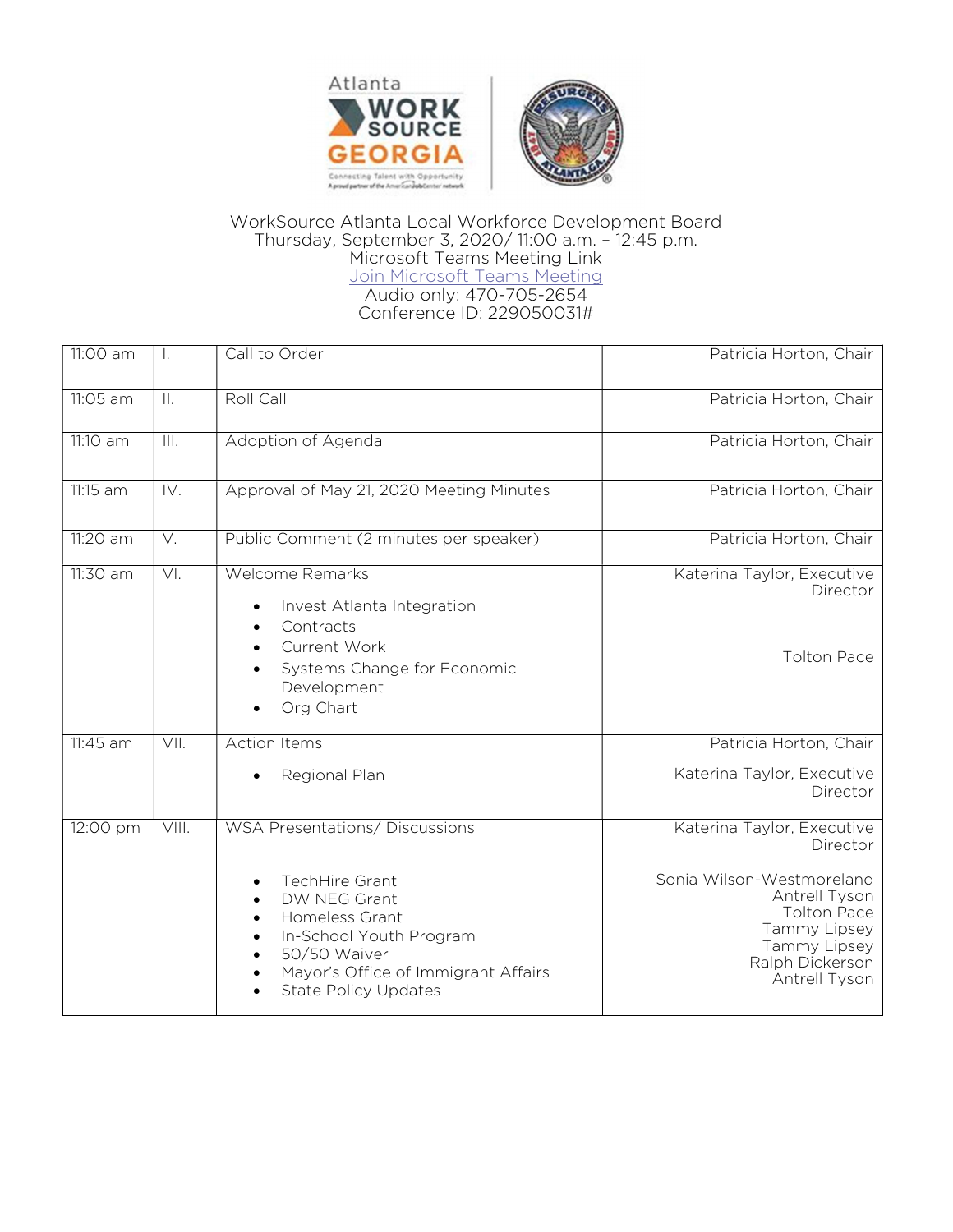WorkSource Atlanta Local Workforce Development Board
Thursday, September 3, 2020/ 11:00 a.m. – 12:45 p.m.
Microsoft Teams Meeting Link
Join Microsoft Teams Meeting
Audio only: 470-705-2654
Conference ID: 229050031#

| Time | No. | Item | Presenter |
|---|---|---|---|
| 11:00 am | I. | Call to Order | Patricia Horton, Chair |
| 11:05 am | II. | Roll Call | Patricia Horton, Chair |
| 11:10 am | III. | Adoption of Agenda | Patricia Horton, Chair |
| 11:15 am | IV. | Approval of May 21, 2020 Meeting Minutes | Patricia Horton, Chair |
| 11:20 am | V. | Public Comment (2 minutes per speaker) | Patricia Horton, Chair |
| 11:30 am | VI. | Welcome Remarks<br>• Invest Atlanta Integration<br>• Contracts<br>• Current Work<br>• Systems Change for Economic Development<br>• Org Chart | Katerina Taylor, Executive Director<br><br>Tolton Pace |
| 11:45 am | VII. | Action Items<br>• Regional Plan | Patricia Horton, Chair<br>Katerina Taylor, Executive Director |
| 12:00 pm | VIII. | WSA Presentations/ Discussions<br>• TechHire Grant<br>• DW NEG Grant<br>• Homeless Grant<br>• In-School Youth Program<br>• 50/50 Waiver<br>• Mayor's Office of Immigrant Affairs<br>• State Policy Updates | Katerina Taylor, Executive Director<br>Sonia Wilson-Westmoreland<br>Antrell Tyson<br>Tolton Pace<br>Tammy Lipsey<br>Tammy Lipsey<br>Ralph Dickerson<br>Antrell Tyson |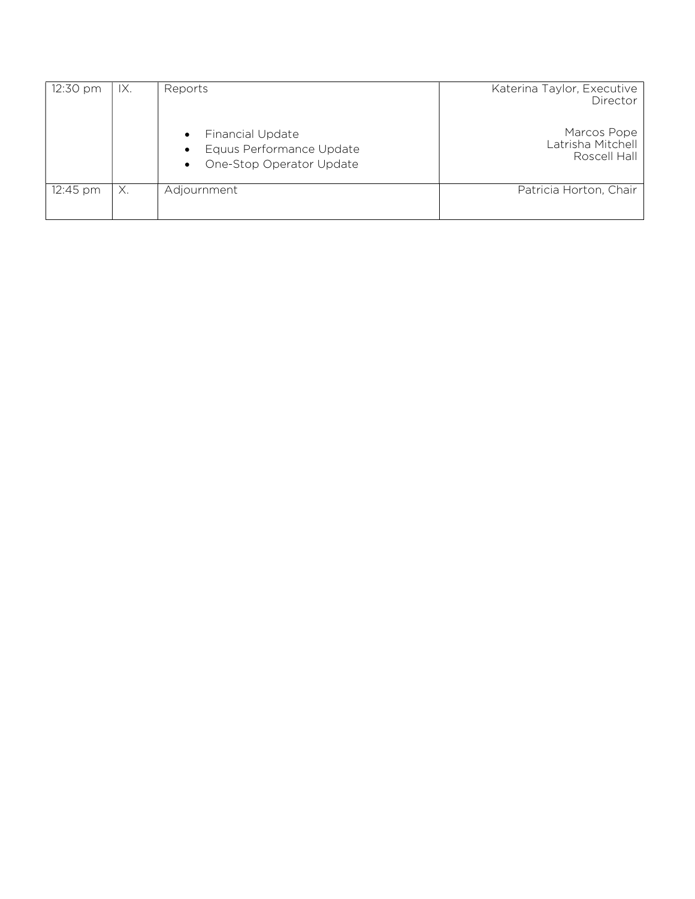| | | | |
|---|---|---|---|
| 12:30 pm | IX. | Reports<br><br>• Financial Update<br>• Equus Performance Update<br>• One-Stop Operator Update | Katerina Taylor, Executive Director<br><br>Marcos Pope<br>Latrisha Mitchell<br>Roscell Hall |
| 12:45 pm | X. | Adjournment | Patricia Horton, Chair |